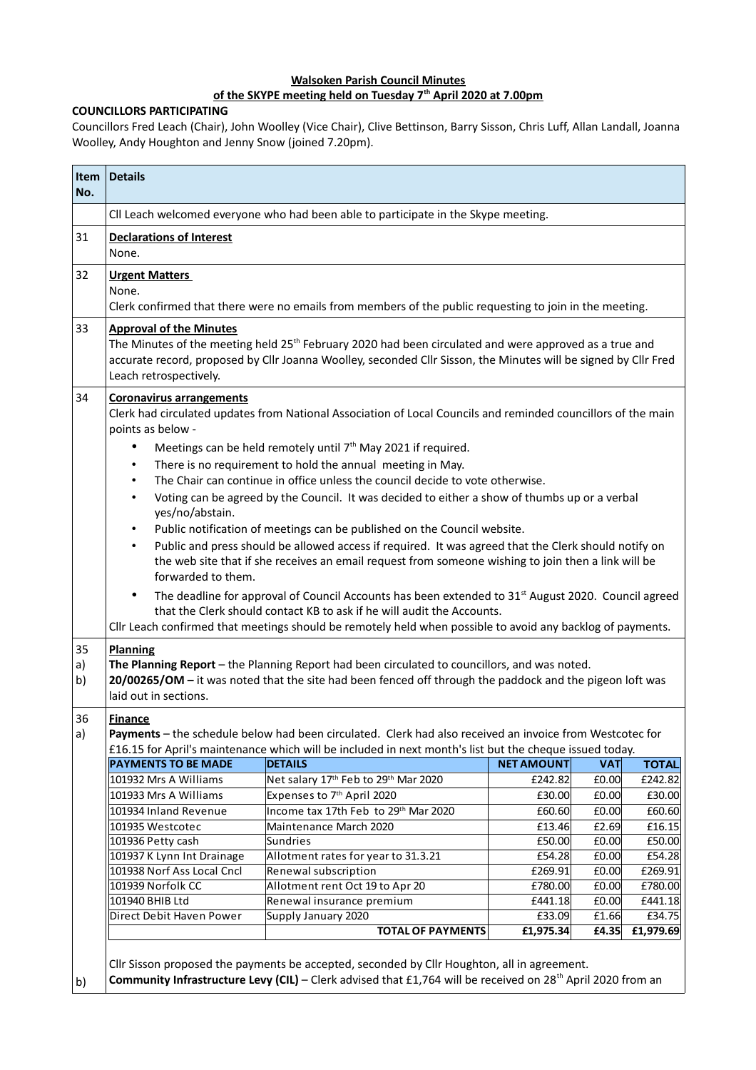**Walsoken Parish Council Minutes**

**of the SKYPE meeting held on Tuesday 7th April 2020 at 7.00pm**

**COUNCILLORS PARTICIPATING**

Councillors Fred Leach (Chair), John Woolley (Vice Chair), Clive Bettinson, Barry Sisson, Chris Luff, Allan Landall, Joanna Woolley, Andy Houghton and Jenny Snow (joined 7.20pm).

| Item No. | Details |
|---|---|
| | Cll Leach welcomed everyone who had been able to participate in the Skype meeting. |
| 31 | **Declarations of Interest**<br>None. |
| 32 | **Urgent Matters**<br>None.<br>Clerk confirmed that there were no emails from members of the public requesting to join in the meeting. |
| 33 | **Approval of the Minutes**<br>The Minutes of the meeting held 25th February 2020 had been circulated and were approved as a true and accurate record, proposed by Cllr Joanna Woolley, seconded Cllr Sisson, the Minutes will be signed by Cllr Fred Leach retrospectively. |
| 34 | **Coronavirus arrangements**<br>Clerk had circulated updates from National Association of Local Councils and reminded councillors of the main points as below -<br>• Meetings can be held remotely until 7th May 2021 if required.<br>• There is no requirement to hold the annual meeting in May.<br>• The Chair can continue in office unless the council decide to vote otherwise.<br>• Voting can be agreed by the Council. It was decided to either a show of thumbs up or a verbal yes/no/abstain.<br>• Public notification of meetings can be published on the Council website.<br>• Public and press should be allowed access if required. It was agreed that the Clerk should notify on the web site that if she receives an email request from someone wishing to join then a link will be forwarded to them.<br>• The deadline for approval of Council Accounts has been extended to 31st August 2020. Council agreed that the Clerk should contact KB to ask if he will audit the Accounts.<br>Cllr Leach confirmed that meetings should be remotely held when possible to avoid any backlog of payments. |
| 35<br>a)<br>b) | **Planning**<br>**The Planning Report** – the Planning Report had been circulated to councillors, and was noted.<br>**20/00265/OM –** it was noted that the site had been fenced off through the paddock and the pigeon loft was laid out in sections. |
| 36<br>a) | **Finance**<br>**Payments** – the schedule below had been circulated. Clerk had also received an invoice from Westcotec for £16.15 for April's maintenance which will be included in next month's list but the cheque issued today. |

| PAYMENTS TO BE MADE | DETAILS | NET AMOUNT | VAT | TOTAL |
|---|---|---|---|---|
| 101932 Mrs A Williams | Net salary 17th Feb to 29th Mar 2020 | £242.82 | £0.00 | £242.82 |
| 101933 Mrs A Williams | Expenses to 7th April 2020 | £30.00 | £0.00 | £30.00 |
| 101934 Inland Revenue | Income tax 17th Feb to 29th Mar 2020 | £60.60 | £0.00 | £60.60 |
| 101935 Westcotec | Maintenance March 2020 | £13.46 | £2.69 | £16.15 |
| 101936 Petty cash | Sundries | £50.00 | £0.00 | £50.00 |
| 101937 K Lynn Int Drainage | Allotment rates for year to 31.3.21 | £54.28 | £0.00 | £54.28 |
| 101938 Norf Ass Local Cncl | Renewal subscription | £269.91 | £0.00 | £269.91 |
| 101939 Norfolk CC | Allotment rent Oct 19 to Apr 20 | £780.00 | £0.00 | £780.00 |
| 101940 BHIB Ltd | Renewal insurance premium | £441.18 | £0.00 | £441.18 |
| Direct Debit Haven Power | Supply January 2020 | £33.09 | £1.66 | £34.75 |
| | **TOTAL OF PAYMENTS** | **£1,975.34** | **£4.35** | **£1,979.69** |

Cllr Sisson proposed the payments be accepted, seconded by Cllr Houghton, all in agreement.

b) **Community Infrastructure Levy (CIL)** – Clerk advised that £1,764 will be received on 28th April 2020 from an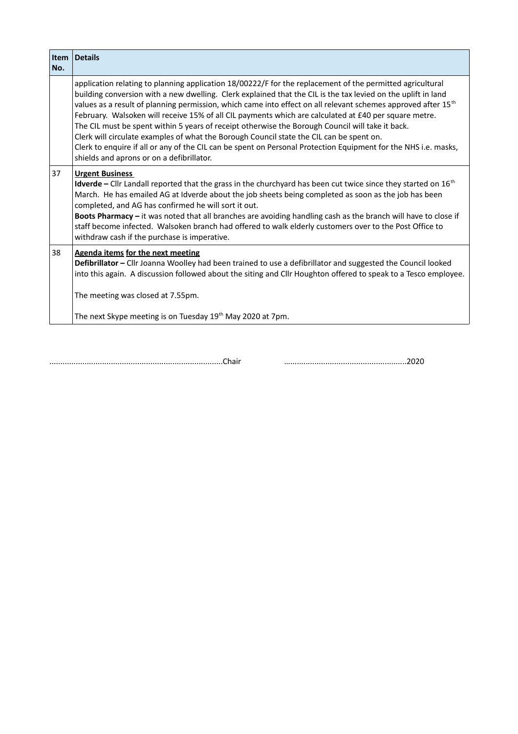| Item No. | Details |
|---|---|
| | application relating to planning application 18/00222/F for the replacement of the permitted agricultural building conversion with a new dwelling. Clerk explained that the CIL is the tax levied on the uplift in land values as a result of planning permission, which came into effect on all relevant schemes approved after 15th February. Walsoken will receive 15% of all CIL payments which are calculated at £40 per square metre. The CIL must be spent within 5 years of receipt otherwise the Borough Council will take it back. Clerk will circulate examples of what the Borough Council state the CIL can be spent on. Clerk to enquire if all or any of the CIL can be spent on Personal Protection Equipment for the NHS i.e. masks, shields and aprons or on a defibrillator. |
| 37 | **Urgent Business** **Idverde –** Cllr Landall reported that the grass in the churchyard has been cut twice since they started on 16th March. He has emailed AG at Idverde about the job sheets being completed as soon as the job has been completed, and AG has confirmed he will sort it out. **Boots Pharmacy –** it was noted that all branches are avoiding handling cash as the branch will have to close if staff become infected. Walsoken branch had offered to walk elderly customers over to the Post Office to withdraw cash if the purchase is imperative. |
| 38 | **Agenda items for the next meeting** **Defibrillator –** Cllr Joanna Woolley had been trained to use a defibrillator and suggested the Council looked into this again. A discussion followed about the siting and Cllr Houghton offered to speak to a Tesco employee. The meeting was closed at 7.55pm. The next Skype meeting is on Tuesday 19th May 2020 at 7pm. |

..............................................................................Chair ……………………………………………….2020